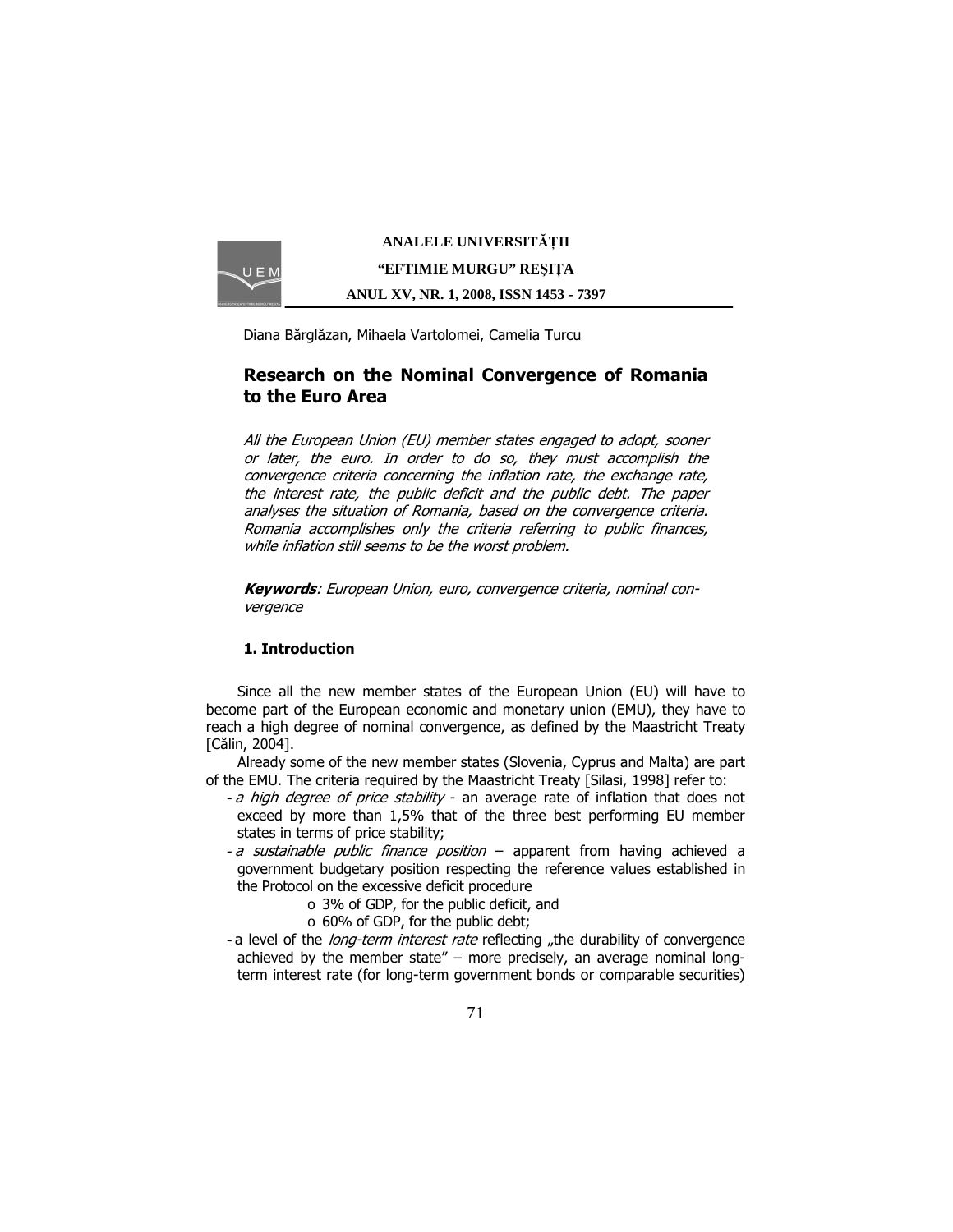Diana Bărglăzan, Mihaela Vartolomei, Camelia Turcu

# Research on the Nominal Convergence of Romania to the Euro Area

*All the European Union (EU) member states engaged to adopt, sooner or later, the euro. In order to do so, they must accomplish the convergence criteria concerning the inflation rate, the exchange rate, the interest rate, the public deficit and the public debt. The paper analyses the situation of Romania, based on the convergence criteria. Romania accomplishes only the criteria referring to public finances, while inflation still seems to be the worst problem.*

***Keywords**: European Union, euro, convergence criteria, nominal convergence*

## 1. Introduction

Since all the new member states of the European Union (EU) will have to become part of the European economic and monetary union (EMU), they have to reach a high degree of nominal convergence, as defined by the Maastricht Treaty [Călin, 2004].

Already some of the new member states (Slovenia, Cyprus and Malta) are part of the EMU. The criteria required by the Maastricht Treaty [Silasi, 1998] refer to:

- *a high degree of price stability* - an average rate of inflation that does not exceed by more than 1,5% that of the three best performing EU member states in terms of price stability;
- *a sustainable public finance position* – apparent from having achieved a government budgetary position respecting the reference values established in the Protocol on the excessive deficit procedure
  - 3% of GDP, for the public deficit, and
  - 60% of GDP, for the public debt;
- a level of the *long-term interest rate* reflecting „the durability of convergence achieved by the member state" – more precisely, an average nominal long-term interest rate (for long-term government bonds or comparable securities)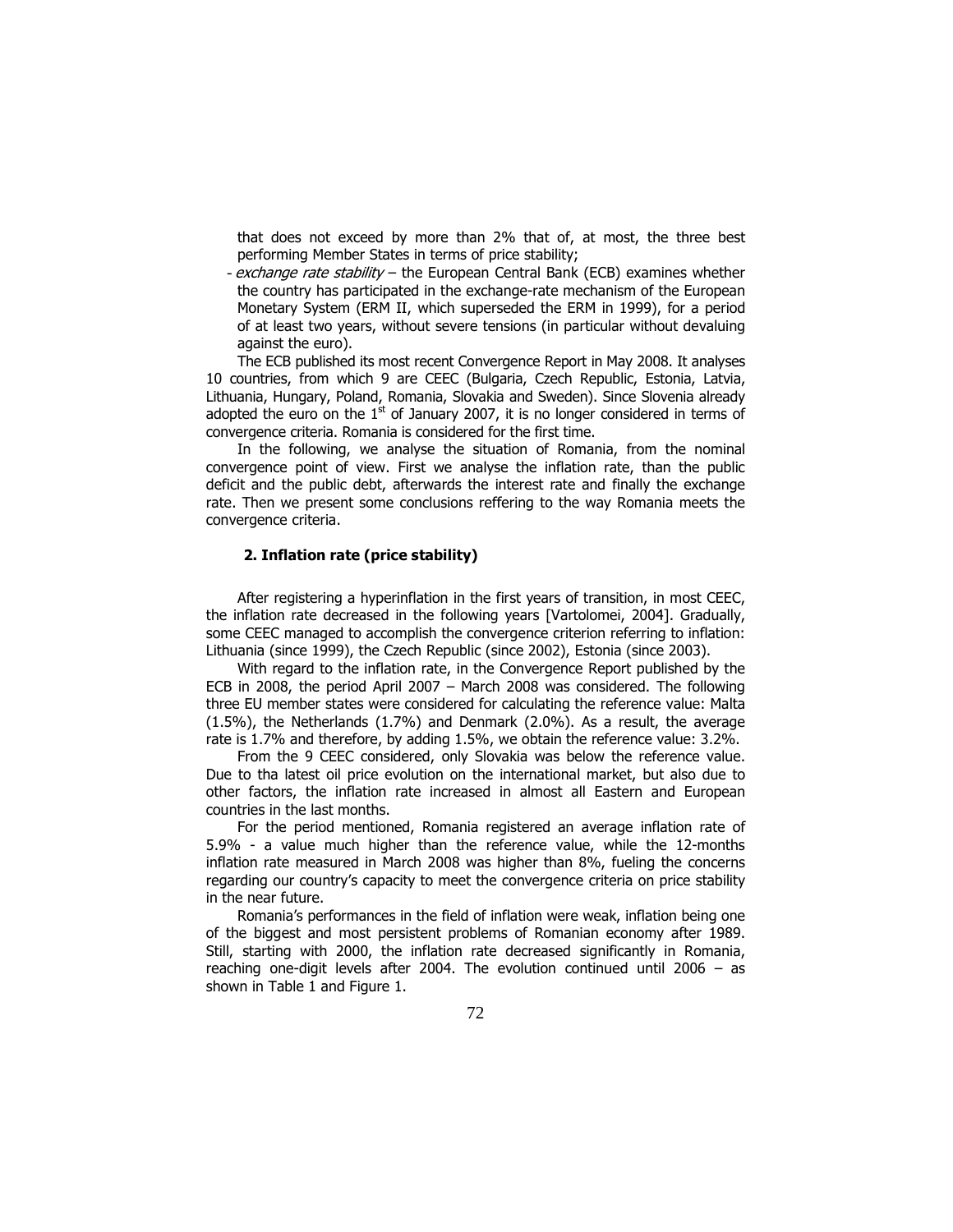that does not exceed by more than 2% that of, at most, the three best performing Member States in terms of price stability;

- *exchange rate stability* – the European Central Bank (ECB) examines whether the country has participated in the exchange-rate mechanism of the European Monetary System (ERM II, which superseded the ERM in 1999), for a period of at least two years, without severe tensions (in particular without devaluing against the euro).

The ECB published its most recent Convergence Report in May 2008. It analyses 10 countries, from which 9 are CEEC (Bulgaria, Czech Republic, Estonia, Latvia, Lithuania, Hungary, Poland, Romania, Slovakia and Sweden). Since Slovenia already adopted the euro on the 1st of January 2007, it is no longer considered in terms of convergence criteria. Romania is considered for the first time.

In the following, we analyse the situation of Romania, from the nominal convergence point of view. First we analyse the inflation rate, than the public deficit and the public debt, afterwards the interest rate and finally the exchange rate. Then we present some conclusions reffering to the way Romania meets the convergence criteria.

## 2. Inflation rate (price stability)

After registering a hyperinflation in the first years of transition, in most CEEC, the inflation rate decreased in the following years [Vartolomei, 2004]. Gradually, some CEEC managed to accomplish the convergence criterion referring to inflation: Lithuania (since 1999), the Czech Republic (since 2002), Estonia (since 2003).

With regard to the inflation rate, in the Convergence Report published by the ECB in 2008, the period April 2007 – March 2008 was considered. The following three EU member states were considered for calculating the reference value: Malta (1.5%), the Netherlands (1.7%) and Denmark (2.0%). As a result, the average rate is 1.7% and therefore, by adding 1.5%, we obtain the reference value: 3.2%.

From the 9 CEEC considered, only Slovakia was below the reference value. Due to tha latest oil price evolution on the international market, but also due to other factors, the inflation rate increased in almost all Eastern and European countries in the last months.

For the period mentioned, Romania registered an average inflation rate of 5.9% - a value much higher than the reference value, while the 12-months inflation rate measured in March 2008 was higher than 8%, fueling the concerns regarding our country's capacity to meet the convergence criteria on price stability in the near future.

Romania's performances in the field of inflation were weak, inflation being one of the biggest and most persistent problems of Romanian economy after 1989. Still, starting with 2000, the inflation rate decreased significantly in Romania, reaching one-digit levels after 2004. The evolution continued until 2006 – as shown in Table 1 and Figure 1.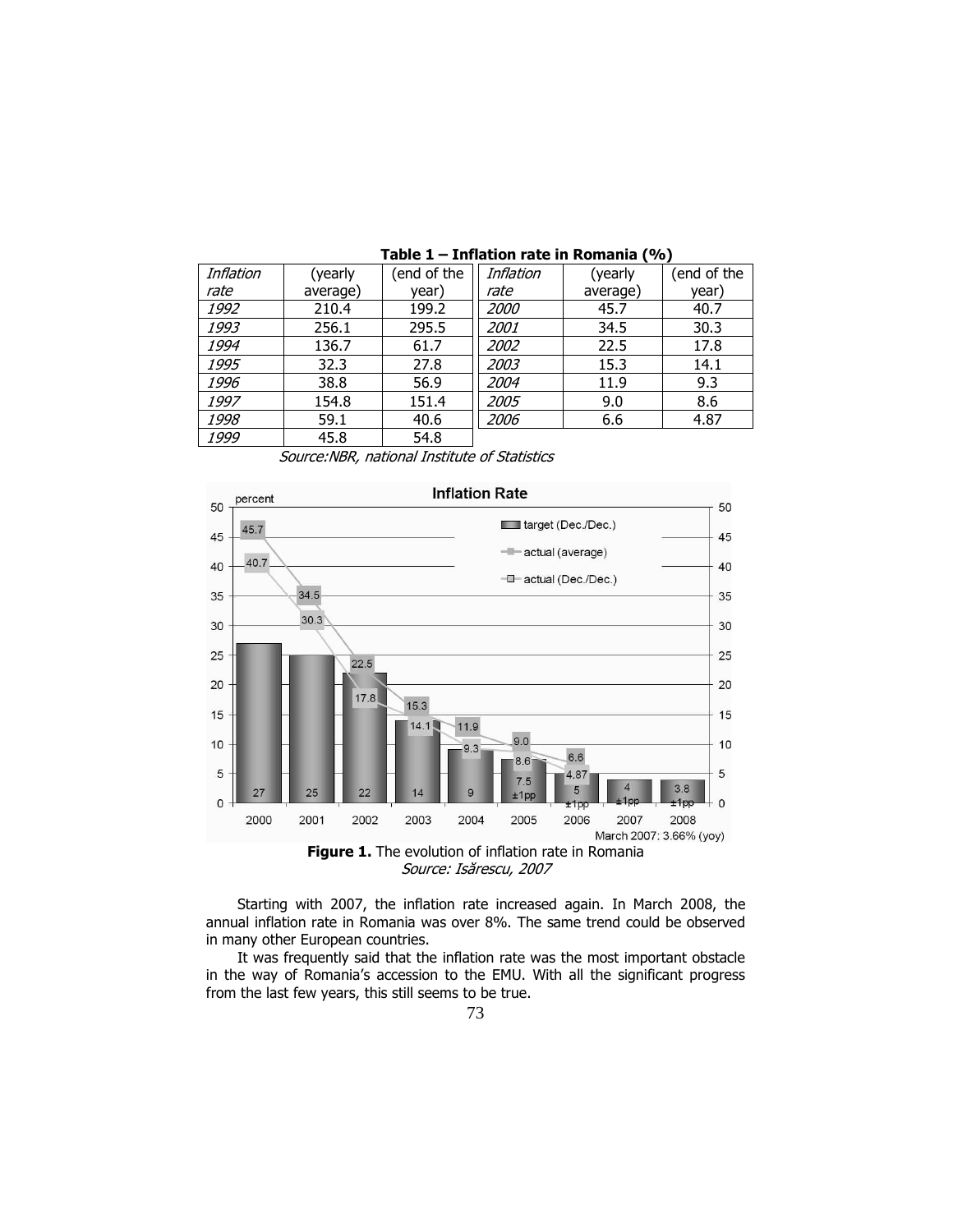**Table 1 – Inflation rate in Romania (%)**

| *Inflation rate* | (yearly average) | (end of the year) | *Inflation rate* | (yearly average) | (end of the year) |
|---|---|---|---|---|---|
| *1992* | 210.4 | 199.2 | *2000* | 45.7 | 40.7 |
| *1993* | 256.1 | 295.5 | *2001* | 34.5 | 30.3 |
| *1994* | 136.7 | 61.7 | *2002* | 22.5 | 17.8 |
| *1995* | 32.3 | 27.8 | *2003* | 15.3 | 14.1 |
| *1996* | 38.8 | 56.9 | *2004* | 11.9 | 9.3 |
| *1997* | 154.8 | 151.4 | *2005* | 9.0 | 8.6 |
| *1998* | 59.1 | 40.6 | *2006* | 6.6 | 4.87 |
| *1999* | 45.8 | 54.8 | | | |

*Source:NBR, national Institute of Statistics*

**Figure 1.** The evolution of inflation rate in Romania
*Source: Isărescu, 2007*

Starting with 2007, the inflation rate increased again. In March 2008, the annual inflation rate in Romania was over 8%. The same trend could be observed in many other European countries.

It was frequently said that the inflation rate was the most important obstacle in the way of Romania's accession to the EMU. With all the significant progress from the last few years, this still seems to be true.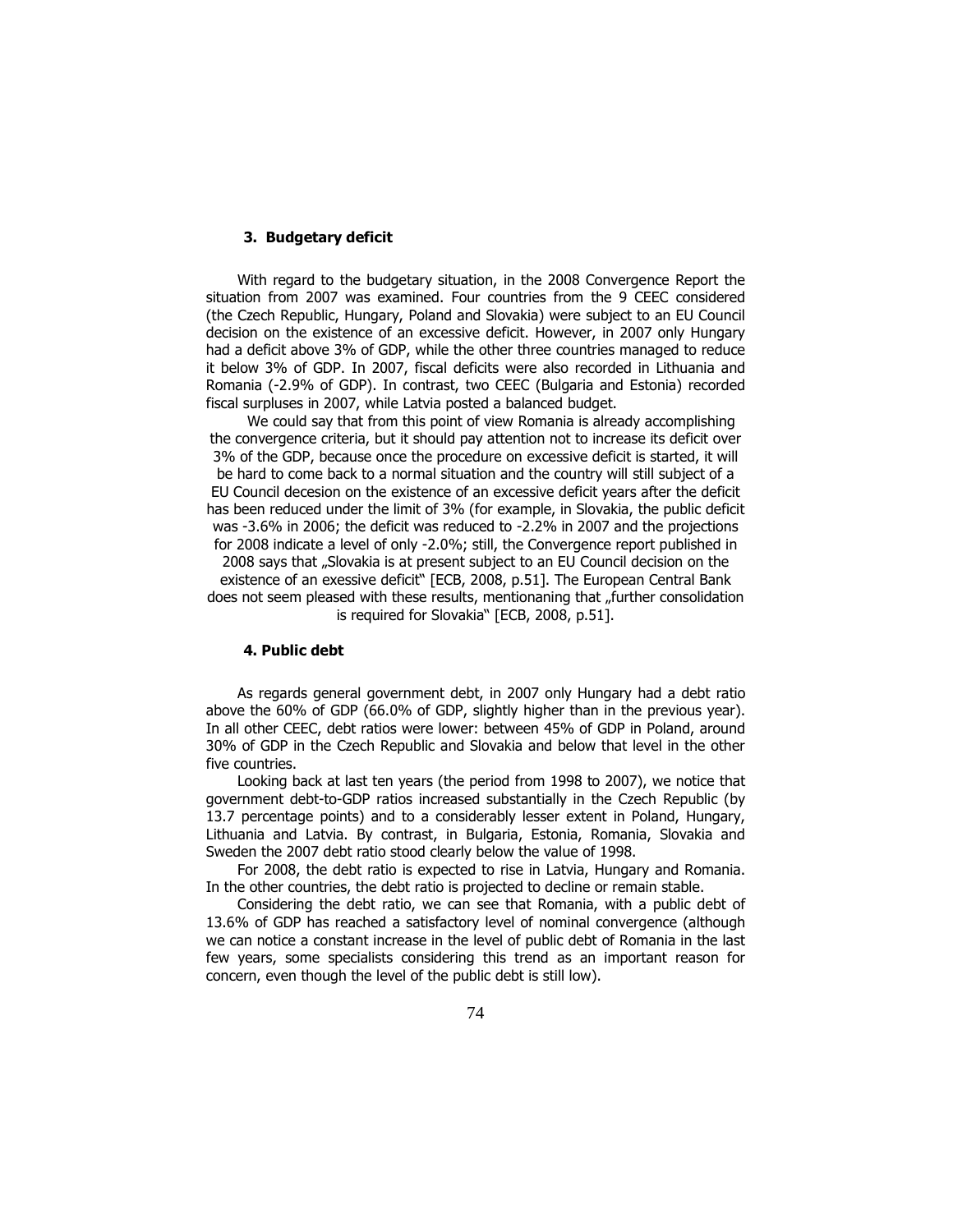### 3. Budgetary deficit

With regard to the budgetary situation, in the 2008 Convergence Report the situation from 2007 was examined. Four countries from the 9 CEEC considered (the Czech Republic, Hungary, Poland and Slovakia) were subject to an EU Council decision on the existence of an excessive deficit. However, in 2007 only Hungary had a deficit above 3% of GDP, while the other three countries managed to reduce it below 3% of GDP. In 2007, fiscal deficits were also recorded in Lithuania and Romania (-2.9% of GDP). In contrast, two CEEC (Bulgaria and Estonia) recorded fiscal surpluses in 2007, while Latvia posted a balanced budget.

We could say that from this point of view Romania is already accomplishing the convergence criteria, but it should pay attention not to increase its deficit over 3% of the GDP, because once the procedure on excessive deficit is started, it will be hard to come back to a normal situation and the country will still subject of a EU Council decesion on the existence of an excessive deficit years after the deficit has been reduced under the limit of 3% (for example, in Slovakia, the public deficit was -3.6% in 2006; the deficit was reduced to -2.2% in 2007 and the projections for 2008 indicate a level of only -2.0%; still, the Convergence report published in 2008 says that „Slovakia is at present subject to an EU Council decision on the existence of an exessive deficit" [ECB, 2008, p.51]. The European Central Bank does not seem pleased with these results, mentionaning that „further consolidation is required for Slovakia" [ECB, 2008, p.51].

### 4. Public debt

As regards general government debt, in 2007 only Hungary had a debt ratio above the 60% of GDP (66.0% of GDP, slightly higher than in the previous year). In all other CEEC, debt ratios were lower: between 45% of GDP in Poland, around 30% of GDP in the Czech Republic and Slovakia and below that level in the other five countries.

Looking back at last ten years (the period from 1998 to 2007), we notice that government debt-to-GDP ratios increased substantially in the Czech Republic (by 13.7 percentage points) and to a considerably lesser extent in Poland, Hungary, Lithuania and Latvia. By contrast, in Bulgaria, Estonia, Romania, Slovakia and Sweden the 2007 debt ratio stood clearly below the value of 1998.

For 2008, the debt ratio is expected to rise in Latvia, Hungary and Romania. In the other countries, the debt ratio is projected to decline or remain stable.

Considering the debt ratio, we can see that Romania, with a public debt of 13.6% of GDP has reached a satisfactory level of nominal convergence (although we can notice a constant increase in the level of public debt of Romania in the last few years, some specialists considering this trend as an important reason for concern, even though the level of the public debt is still low).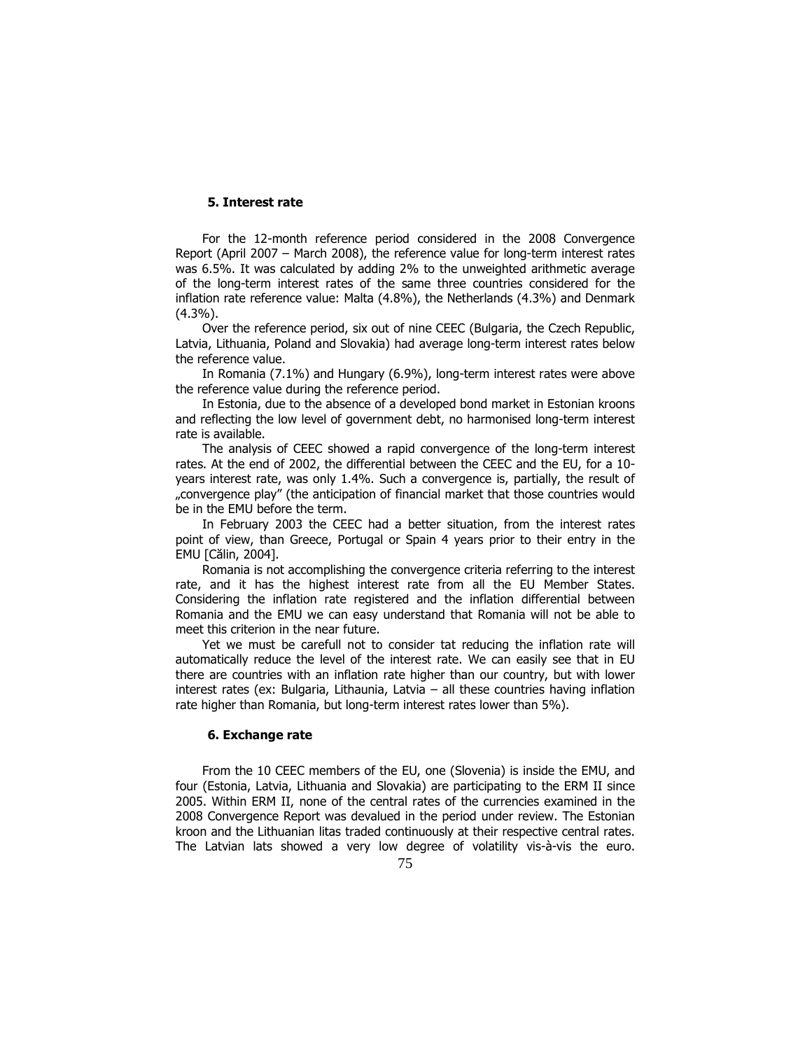## 5. Interest rate

For the 12-month reference period considered in the 2008 Convergence Report (April 2007 – March 2008), the reference value for long-term interest rates was 6.5%. It was calculated by adding 2% to the unweighted arithmetic average of the long-term interest rates of the same three countries considered for the inflation rate reference value: Malta (4.8%), the Netherlands (4.3%) and Denmark (4.3%).

Over the reference period, six out of nine CEEC (Bulgaria, the Czech Republic, Latvia, Lithuania, Poland and Slovakia) had average long-term interest rates below the reference value.

In Romania (7.1%) and Hungary (6.9%), long-term interest rates were above the reference value during the reference period.

In Estonia, due to the absence of a developed bond market in Estonian kroons and reflecting the low level of government debt, no harmonised long-term interest rate is available.

The analysis of CEEC showed a rapid convergence of the long-term interest rates. At the end of 2002, the differential between the CEEC and the EU, for a 10-years interest rate, was only 1.4%. Such a convergence is, partially, the result of „convergence play" (the anticipation of financial market that those countries would be in the EMU before the term.

In February 2003 the CEEC had a better situation, from the interest rates point of view, than Greece, Portugal or Spain 4 years prior to their entry in the EMU [Călin, 2004].

Romania is not accomplishing the convergence criteria referring to the interest rate, and it has the highest interest rate from all the EU Member States. Considering the inflation rate registered and the inflation differential between Romania and the EMU we can easy understand that Romania will not be able to meet this criterion in the near future.

Yet we must be carefull not to consider tat reducing the inflation rate will automatically reduce the level of the interest rate. We can easily see that in EU there are countries with an inflation rate higher than our country, but with lower interest rates (ex: Bulgaria, Lithaunia, Latvia – all these countries having inflation rate higher than Romania, but long-term interest rates lower than 5%).

## 6. Exchange rate

From the 10 CEEC members of the EU, one (Slovenia) is inside the EMU, and four (Estonia, Latvia, Lithuania and Slovakia) are participating to the ERM II since 2005. Within ERM II, none of the central rates of the currencies examined in the 2008 Convergence Report was devalued in the period under review. The Estonian kroon and the Lithuanian litas traded continuously at their respective central rates. The Latvian lats showed a very low degree of volatility vis-à-vis the euro.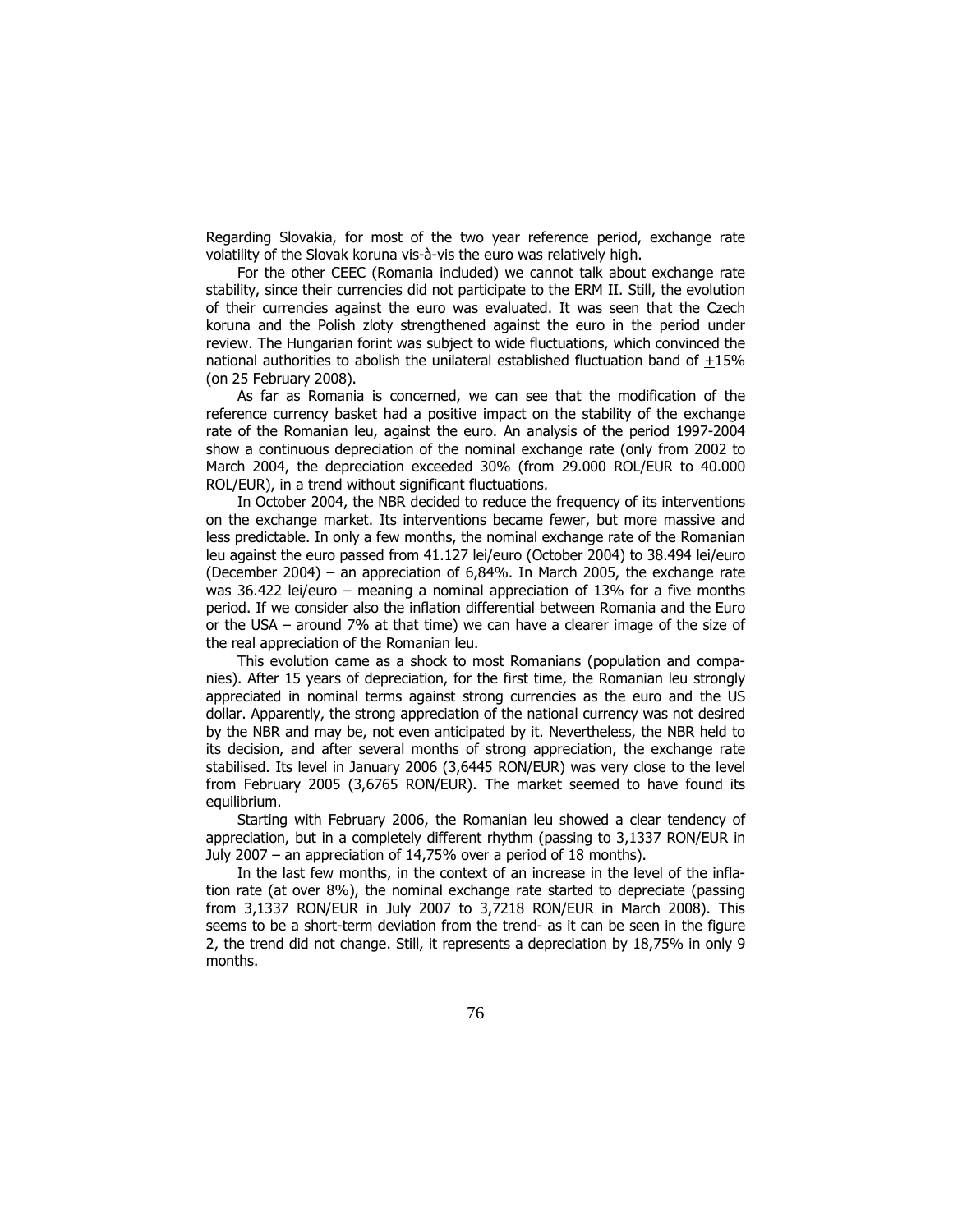Regarding Slovakia, for most of the two year reference period, exchange rate volatility of the Slovak koruna vis-à-vis the euro was relatively high.

For the other CEEC (Romania included) we cannot talk about exchange rate stability, since their currencies did not participate to the ERM II. Still, the evolution of their currencies against the euro was evaluated. It was seen that the Czech koruna and the Polish zloty strengthened against the euro in the period under review. The Hungarian forint was subject to wide fluctuations, which convinced the national authorities to abolish the unilateral established fluctuation band of ±15% (on 25 February 2008).

As far as Romania is concerned, we can see that the modification of the reference currency basket had a positive impact on the stability of the exchange rate of the Romanian leu, against the euro. An analysis of the period 1997-2004 show a continuous depreciation of the nominal exchange rate (only from 2002 to March 2004, the depreciation exceeded 30% (from 29.000 ROL/EUR to 40.000 ROL/EUR), in a trend without significant fluctuations.

In October 2004, the NBR decided to reduce the frequency of its interventions on the exchange market. Its interventions became fewer, but more massive and less predictable. In only a few months, the nominal exchange rate of the Romanian leu against the euro passed from 41.127 lei/euro (October 2004) to 38.494 lei/euro (December 2004) – an appreciation of 6,84%. In March 2005, the exchange rate was 36.422 lei/euro – meaning a nominal appreciation of 13% for a five months period. If we consider also the inflation differential between Romania and the Euro or the USA – around 7% at that time) we can have a clearer image of the size of the real appreciation of the Romanian leu.

This evolution came as a shock to most Romanians (population and companies). After 15 years of depreciation, for the first time, the Romanian leu strongly appreciated in nominal terms against strong currencies as the euro and the US dollar. Apparently, the strong appreciation of the national currency was not desired by the NBR and may be, not even anticipated by it. Nevertheless, the NBR held to its decision, and after several months of strong appreciation, the exchange rate stabilised. Its level in January 2006 (3,6445 RON/EUR) was very close to the level from February 2005 (3,6765 RON/EUR). The market seemed to have found its equilibrium.

Starting with February 2006, the Romanian leu showed a clear tendency of appreciation, but in a completely different rhythm (passing to 3,1337 RON/EUR in July 2007 – an appreciation of 14,75% over a period of 18 months).

In the last few months, in the context of an increase in the level of the inflation rate (at over 8%), the nominal exchange rate started to depreciate (passing from 3,1337 RON/EUR in July 2007 to 3,7218 RON/EUR in March 2008). This seems to be a short-term deviation from the trend- as it can be seen in the figure 2, the trend did not change. Still, it represents a depreciation by 18,75% in only 9 months.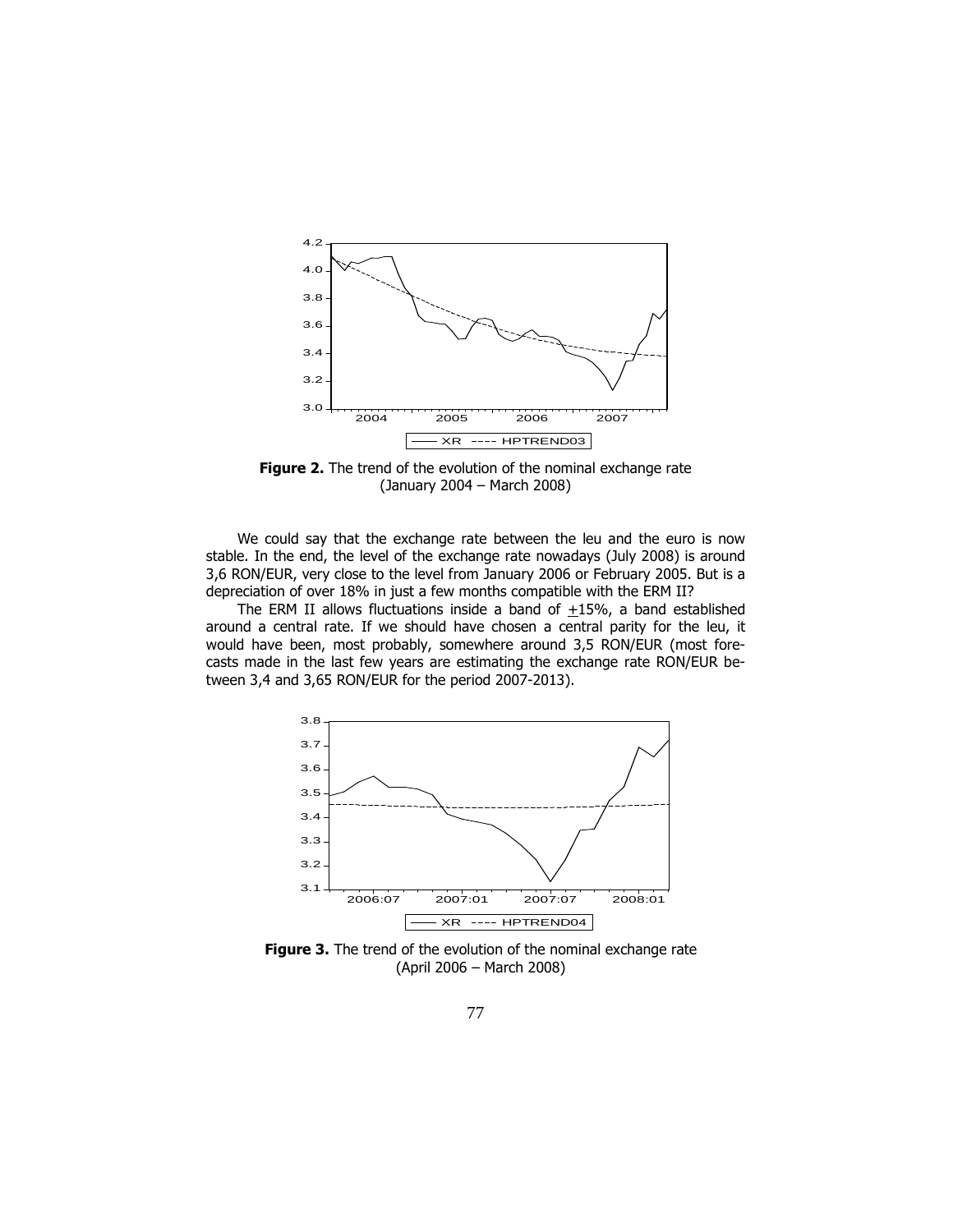**Figure 2.** The trend of the evolution of the nominal exchange rate (January 2004 – March 2008)

We could say that the exchange rate between the leu and the euro is now stable. In the end, the level of the exchange rate nowadays (July 2008) is around 3,6 RON/EUR, very close to the level from January 2006 or February 2005. But is a depreciation of over 18% in just a few months compatible with the ERM II?

The ERM II allows fluctuations inside a band of ±15%, a band established around a central rate. If we should have chosen a central parity for the leu, it would have been, most probably, somewhere around 3,5 RON/EUR (most forecasts made in the last few years are estimating the exchange rate RON/EUR between 3,4 and 3,65 RON/EUR for the period 2007-2013).

**Figure 3.** The trend of the evolution of the nominal exchange rate (April 2006 – March 2008)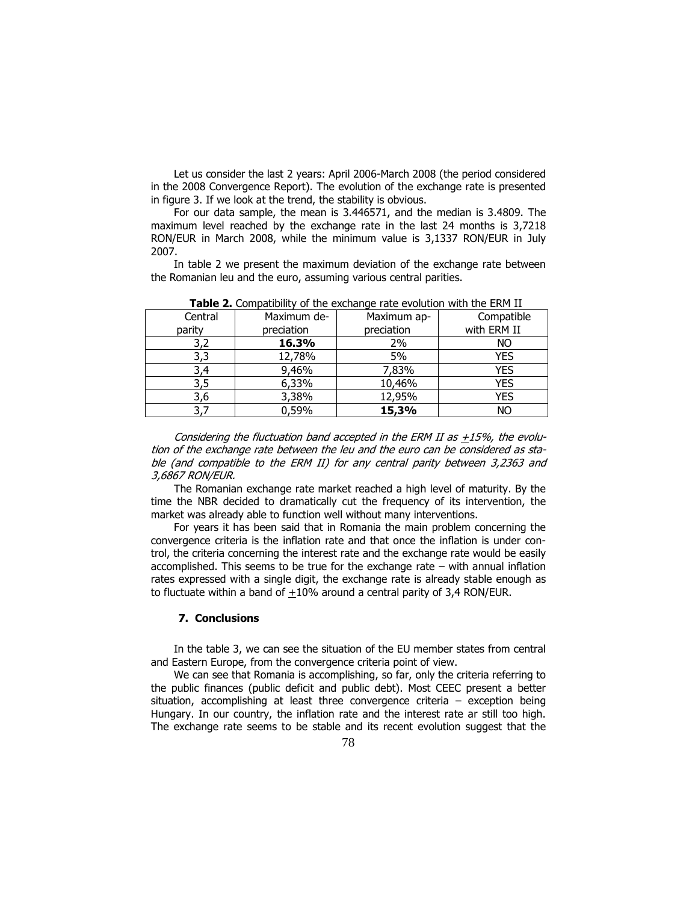Let us consider the last 2 years: April 2006-March 2008 (the period considered in the 2008 Convergence Report). The evolution of the exchange rate is presented in figure 3. If we look at the trend, the stability is obvious.

For our data sample, the mean is 3.446571, and the median is 3.4809. The maximum level reached by the exchange rate in the last 24 months is 3,7218 RON/EUR in March 2008, while the minimum value is 3,1337 RON/EUR in July 2007.

In table 2 we present the maximum deviation of the exchange rate between the Romanian leu and the euro, assuming various central parities.

**Table 2.** Compatibility of the exchange rate evolution with the ERM II

| Central parity | Maximum depreciation | Maximum appreciation | Compatible with ERM II |
|---|---|---|---|
| 3,2 | **16.3%** | 2% | NO |
| 3,3 | 12,78% | 5% | YES |
| 3,4 | 9,46% | 7,83% | YES |
| 3,5 | 6,33% | 10,46% | YES |
| 3,6 | 3,38% | 12,95% | YES |
| 3,7 | 0,59% | **15,3%** | NO |

*Considering the fluctuation band accepted in the ERM II as ±15%, the evolution of the exchange rate between the leu and the euro can be considered as stable (and compatible to the ERM II) for any central parity between 3,2363 and 3,6867 RON/EUR.*

The Romanian exchange rate market reached a high level of maturity. By the time the NBR decided to dramatically cut the frequency of its intervention, the market was already able to function well without many interventions.

For years it has been said that in Romania the main problem concerning the convergence criteria is the inflation rate and that once the inflation is under control, the criteria concerning the interest rate and the exchange rate would be easily accomplished. This seems to be true for the exchange rate – with annual inflation rates expressed with a single digit, the exchange rate is already stable enough as to fluctuate within a band of ±10% around a central parity of 3,4 RON/EUR.

## 7. Conclusions

In the table 3, we can see the situation of the EU member states from central and Eastern Europe, from the convergence criteria point of view.

We can see that Romania is accomplishing, so far, only the criteria referring to the public finances (public deficit and public debt). Most CEEC present a better situation, accomplishing at least three convergence criteria – exception being Hungary. In our country, the inflation rate and the interest rate ar still too high. The exchange rate seems to be stable and its recent evolution suggest that the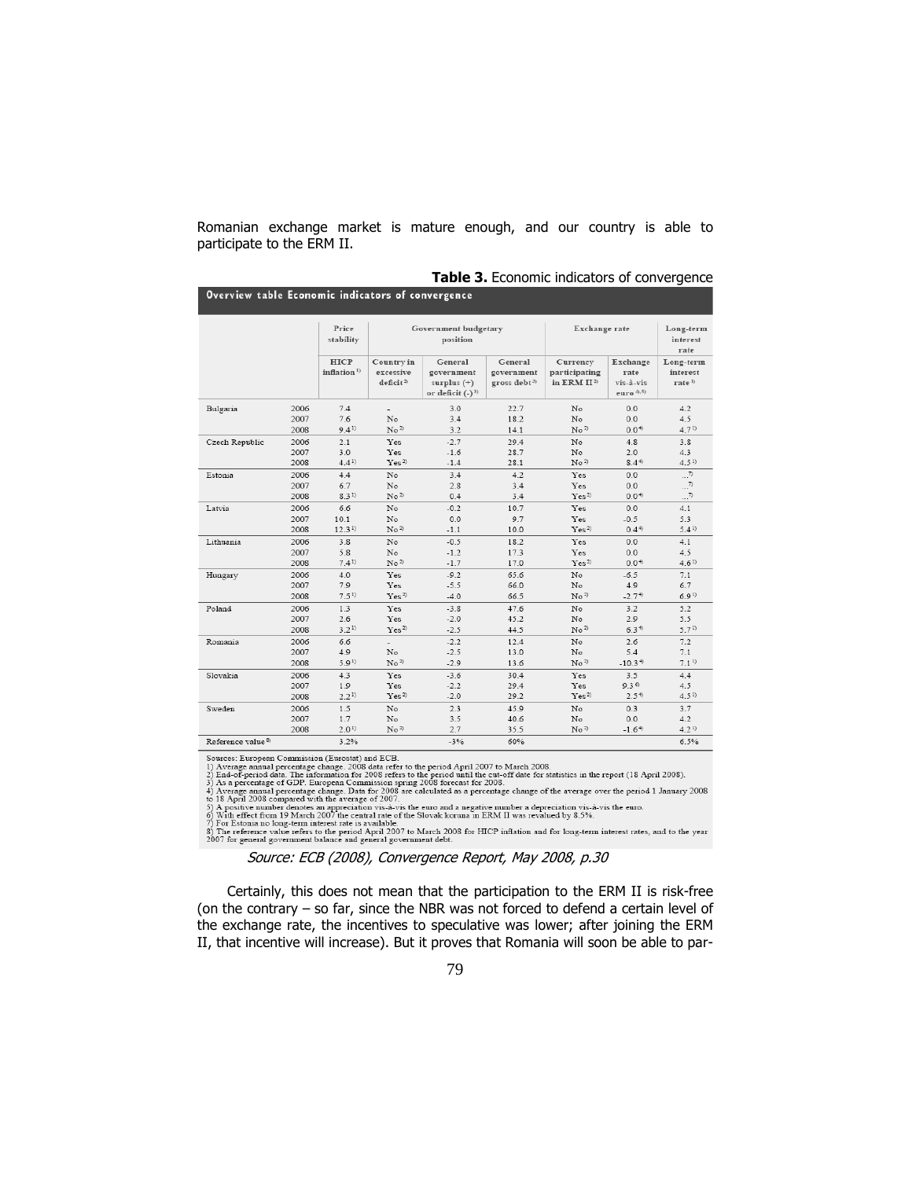Romanian exchange market is mature enough, and our country is able to participate to the ERM II.

**Table 3.** Economic indicators of convergence

**Overview table Economic indicators of convergence**

| | | Price stability | Government budgetary position | | | Exchange rate | | Long-term interest rate |
|---|---|---|---|---|---|---|---|---|
| | | HICP inflation 1) | Country in excessive deficit 2) | General government surplus (+) or deficit (-) 3) | General government gross debt 3) | Currency participating in ERM II 2) | Exchange rate vis-à-vis euro 4),5) | Long-term interest rate 1) |
| Bulgaria | 2006 | 7.4 | - | 3.0 | 22.7 | No | 0.0 | 4.2 |
| | 2007 | 7.6 | No | 3.4 | 18.2 | No | 0.0 | 4.5 |
| | 2008 | 9.4 1) | No 2) | 3.2 | 14.1 | No 2) | 0.0 4) | 4.7 1) |
| Czech Republic | 2006 | 2.1 | Yes | -2.7 | 29.4 | No | 4.8 | 3.8 |
| | 2007 | 3.0 | Yes | -1.6 | 28.7 | No | 2.0 | 4.3 |
| | 2008 | 4.4 1) | Yes 2) | -1.4 | 28.1 | No 2) | 8.4 4) | 4.5 1) |
| Estonia | 2006 | 4.4 | No | 3.4 | 4.2 | Yes | 0.0 | ... 7) |
| | 2007 | 6.7 | No | 2.8 | 3.4 | Yes | 0.0 | ... 7) |
| | 2008 | 8.3 1) | No 2) | 0.4 | 3.4 | Yes 2) | 0.0 4) | ... 7) |
| Latvia | 2006 | 6.6 | No | -0.2 | 10.7 | Yes | 0.0 | 4.1 |
| | 2007 | 10.1 | No | 0.0 | 9.7 | Yes | -0.5 | 5.3 |
| | 2008 | 12.3 1) | No 2) | -1.1 | 10.0 | Yes 2) | 0.4 4) | 5.4 1) |
| Lithuania | 2006 | 3.8 | No | -0.5 | 18.2 | Yes | 0.0 | 4.1 |
| | 2007 | 5.8 | No | -1.2 | 17.3 | Yes | 0.0 | 4.5 |
| | 2008 | 7.4 1) | No 2) | -1.7 | 17.0 | Yes 2) | 0.0 4) | 4.6 1) |
| Hungary | 2006 | 4.0 | Yes | -9.2 | 65.6 | No | -6.5 | 7.1 |
| | 2007 | 7.9 | Yes | -5.5 | 66.0 | No | 4.9 | 6.7 |
| | 2008 | 7.5 1) | Yes 2) | -4.0 | 66.5 | No 2) | -2.7 4) | 6.9 1) |
| Poland | 2006 | 1.3 | Yes | -3.8 | 47.6 | No | 3.2 | 5.2 |
| | 2007 | 2.6 | Yes | -2.0 | 45.2 | No | 2.9 | 5.5 |
| | 2008 | 3.2 1) | Yes 2) | -2.5 | 44.5 | No 2) | 6.3 4) | 5.7 1) |
| Romania | 2006 | 6.6 | - | -2.2 | 12.4 | No | 2.6 | 7.2 |
| | 2007 | 4.9 | No | -2.5 | 13.0 | No | 5.4 | 7.1 |
| | 2008 | 5.9 1) | No 2) | -2.9 | 13.6 | No 2) | -10.3 4) | 7.1 1) |
| Slovakia | 2006 | 4.3 | Yes | -3.6 | 30.4 | Yes | 3.5 | 4.4 |
| | 2007 | 1.9 | Yes | -2.2 | 29.4 | Yes | 9.3 6) | 4.5 |
| | 2008 | 2.2 1) | Yes 2) | -2.0 | 29.2 | Yes 2) | 2.5 4) | 4.5 1) |
| Sweden | 2006 | 1.5 | No | 2.3 | 45.9 | No | 0.3 | 3.7 |
| | 2007 | 1.7 | No | 3.5 | 40.6 | No | 0.0 | 4.2 |
| | 2008 | 2.0 1) | No 2) | 2.7 | 35.5 | No 2) | -1.6 4) | 4.2 1) |
| Reference value 8) | | 3.2% | | -3% | 60% | | | 6.5% |

Sources: European Commission (Eurostat) and ECB.
1) Average annual percentage change. 2008 data refer to the period April 2007 to March 2008.
2) End-of-period data. The information for 2008 refers to the period until the cut-off date for statistics in the report (18 April 2008).
3) As a percentage of GDP. European Commission spring 2008 forecast for 2008.
4) Average annual percentage change. Data for 2008 are calculated as a percentage change of the average over the period 1 January 2008 to 18 April 2008 compared with the average of 2007.
5) A positive number denotes an appreciation vis-à-vis the euro and a negative number a depreciation vis-à-vis the euro.
6) With effect from 19 March 2007 the central rate of the Slovak koruna in ERM II was revalued by 8.5%.
7) For Estonia no long-term interest rate is available.
8) The reference value refers to the period April 2007 to March 2008 for HICP inflation and for long-term interest rates, and to the year 2007 for general government balance and general government debt.

*Source: ECB (2008), Convergence Report, May 2008, p.30*

Certainly, this does not mean that the participation to the ERM II is risk-free (on the contrary – so far, since the NBR was not forced to defend a certain level of the exchange rate, the incentives to speculative was lower; after joining the ERM II, that incentive will increase). But it proves that Romania will soon be able to par-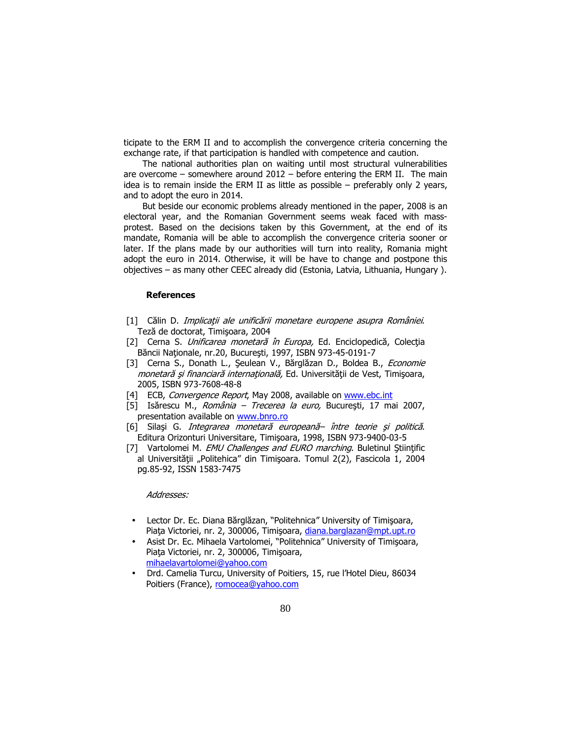ticipate to the ERM II and to accomplish the convergence criteria concerning the exchange rate, if that participation is handled with competence and caution.

The national authorities plan on waiting until most structural vulnerabilities are overcome – somewhere around 2012 – before entering the ERM II. The main idea is to remain inside the ERM II as little as possible – preferably only 2 years, and to adopt the euro in 2014.

But beside our economic problems already mentioned in the paper, 2008 is an electoral year, and the Romanian Government seems weak faced with mass-protest. Based on the decisions taken by this Government, at the end of its mandate, Romania will be able to accomplish the convergence criteria sooner or later. If the plans made by our authorities will turn into reality, Romania might adopt the euro in 2014. Otherwise, it will be have to change and postpone this objectives – as many other CEEC already did (Estonia, Latvia, Lithuania, Hungary ).

## References

[1] Călin D. *Implicaţii ale unificării monetare europene asupra României*. Teză de doctorat, Timişoara, 2004

[2] Cerna S. *Unificarea monetară în Europa,* Ed. Enciclopedică, Colecţia Băncii Naţionale, nr.20, Bucureşti, 1997, ISBN 973-45-0191-7

[3] Cerna S., Donath L., Şeulean V., Bărglăzan D., Boldea B., *Economie monetară şi financiară internaţională,* Ed. Universităţii de Vest, Timişoara, 2005, ISBN 973-7608-48-8

[4] ECB, *Convergence Report*, May 2008, available on www.ebc.int

[5] Isărescu M., *România – Trecerea la euro,* Bucureşti, 17 mai 2007, presentation available on www.bnro.ro

[6] Silaşi G. *Integrarea monetară europeană– între teorie şi politică*. Editura Orizonturi Universitare, Timişoara, 1998, ISBN 973-9400-03-5

[7] Vartolomei M. *EMU Challenges and EURO marching*. Buletinul Ştiinţific al Universităţii „Politehica" din Timişoara. Tomul 2(2), Fascicola 1, 2004 pg.85-92, ISSN 1583-7475

*Addresses:*

- Lector Dr. Ec. Diana Bărglăzan, "Politehnica" University of Timişoara, Piaţa Victoriei, nr. 2, 300006, Timişoara, diana.barglazan@mpt.upt.ro
- Asist Dr. Ec. Mihaela Vartolomei, "Politehnica" University of Timişoara, Piaţa Victoriei, nr. 2, 300006, Timişoara, mihaelavartolomei@yahoo.com
- Drd. Camelia Turcu, University of Poitiers, 15, rue l'Hotel Dieu, 86034 Poitiers (France), romocea@yahoo.com